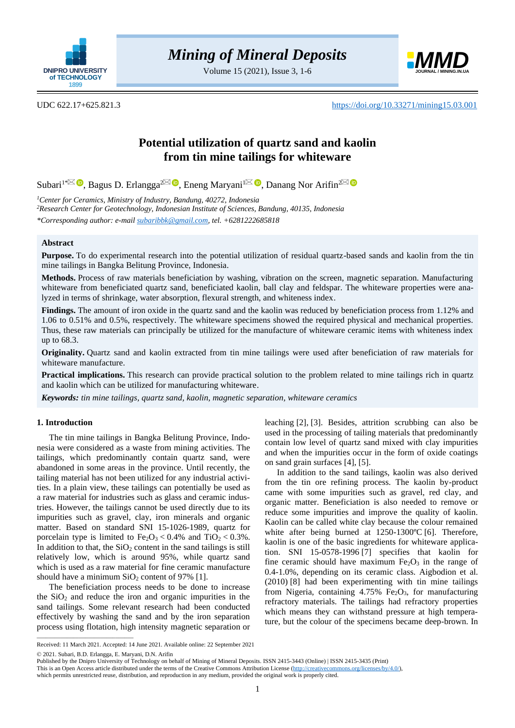UDC 622.17+625.821.3 https://doi.org/10.33271/mining15.03.001

# Potential utilization of quartz sand and kaolin from tin mine tailings for whiteware

Subari[1*], Bagus D. Erlangga[2], Eneng Maryani[1], Danang Nor Arifin[2]

[1]*Center for Ceramics, Ministry of Industry, Bandung, 40272, Indonesia*

[2]*Research Center for Geotechnology, Indonesian Institute of Sciences, Bandung, 40135, Indonesia*

*\*Corresponding author: e-mail subaribbk@gmail.com, tel. +6281222685818*

## Abstract

**Purpose.** To do experimental research into the potential utilization of residual quartz-based sands and kaolin from the tin mine tailings in Bangka Belitung Province, Indonesia.

**Methods.** Process of raw materials beneficiation by washing, vibration on the screen, magnetic separation. Manufacturing whiteware from beneficiated quartz sand, beneficiated kaolin, ball clay and feldspar. The whiteware properties were analyzed in terms of shrinkage, water absorption, flexural strength, and whiteness index.

**Findings.** The amount of iron oxide in the quartz sand and the kaolin was reduced by beneficiation process from 1.12% and 1.06 to 0.51% and 0.5%, respectively. The whiteware specimens showed the required physical and mechanical properties. Thus, these raw materials can principally be utilized for the manufacture of whiteware ceramic items with whiteness index up to 68.3.

**Originality.** Quartz sand and kaolin extracted from tin mine tailings were used after beneficiation of raw materials for whiteware manufacture.

**Practical implications.** This research can provide practical solution to the problem related to mine tailings rich in quartz and kaolin which can be utilized for manufacturing whiteware.

***Keywords:*** *tin mine tailings, quartz sand, kaolin, magnetic separation, whiteware ceramics*

## 1. Introduction

The tin mine tailings in Bangka Belitung Province, Indonesia were considered as a waste from mining activities. The tailings, which predominantly contain quartz sand, were abandoned in some areas in the province. Until recently, the tailing material has not been utilized for any industrial activities. In a plain view, these tailings can potentially be used as a raw material for industries such as glass and ceramic industries. However, the tailings cannot be used directly due to its impurities such as gravel, clay, iron minerals and organic matter. Based on standard SNI 15-1026-1989, quartz for porcelain type is limited to $Fe_2O_3 < 0.4\%$ and $TiO_2 < 0.3\%$. In addition to that, the $SiO_2$ content in the sand tailings is still relatively low, which is around 95%, while quartz sand which is used as a raw material for fine ceramic manufacture should have a minimum $SiO_2$ content of 97% [1].

The beneficiation process needs to be done to increase the $SiO_2$ and reduce the iron and organic impurities in the sand tailings. Some relevant research had been conducted effectively by washing the sand and by the iron separation process using flotation, high intensity magnetic separation or leaching [2], [3]. Besides, attrition scrubbing can also be used in the processing of tailing materials that predominantly contain low level of quartz sand mixed with clay impurities and when the impurities occur in the form of oxide coatings on sand grain surfaces [4], [5].

In addition to the sand tailings, kaolin was also derived from the tin ore refining process. The kaolin by-product came with some impurities such as gravel, red clay, and organic matter. Beneficiation is also needed to remove or reduce some impurities and improve the quality of kaolin. Kaolin can be called white clay because the colour remained white after being burned at 1250-1300ºC [6]. Therefore, kaolin is one of the basic ingredients for whiteware application. SNI 15-0578-1996 [7] specifies that kaolin for fine ceramic should have maximum $Fe_2O_3$ in the range of 0.4-1.0%, depending on its ceramic class. Aigbodion et al. (2010) [8] had been experimenting with tin mine tailings from Nigeria, containing 4.75% $Fe_2O_3$, for manufacturing refractory materials. The tailings had refractory properties which means they can withstand pressure at high temperature, but the colour of the specimens became deep-brown. In

Received: 11 March 2021. Accepted: 14 June 2021. Available online: 22 September 2021

© 2021. Subari, B.D. Erlangga, E. Maryani, D.N. Arifin

Published by the Dnipro University of Technology on behalf of Mining of Mineral Deposits. ISSN 2415-3443 (Online) | ISSN 2415-3435 (Print)

This is an Open Access article distributed under the terms of the Creative Commons Attribution License (http://creativecommons.org/licenses/by/4.0/), which permits unrestricted reuse, distribution, and reproduction in any medium, provided the original work is properly cited.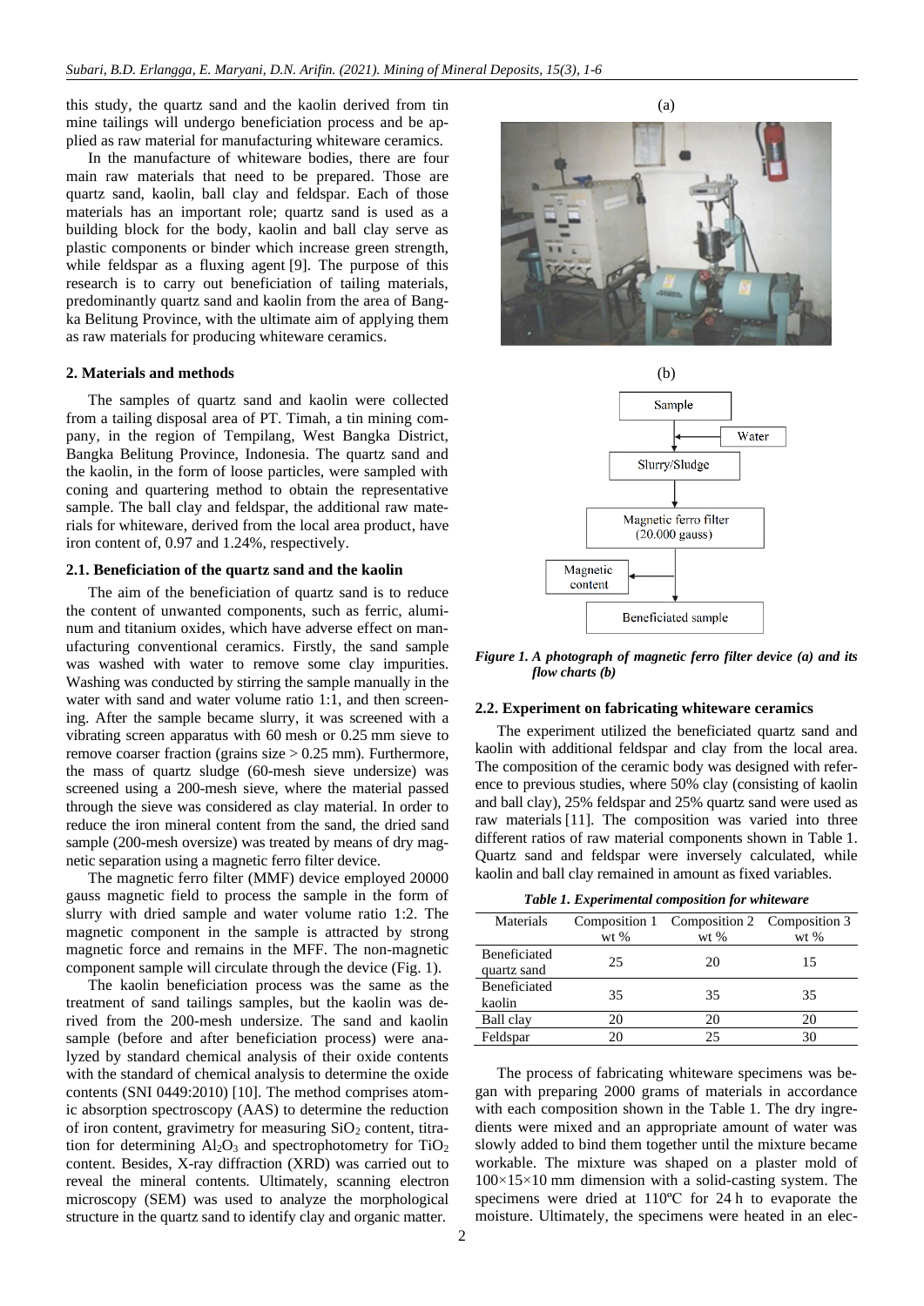this study, the quartz sand and the kaolin derived from tin mine tailings will undergo beneficiation process and be applied as raw material for manufacturing whiteware ceramics.

In the manufacture of whiteware bodies, there are four main raw materials that need to be prepared. Those are quartz sand, kaolin, ball clay and feldspar. Each of those materials has an important role; quartz sand is used as a building block for the body, kaolin and ball clay serve as plastic components or binder which increase green strength, while feldspar as a fluxing agent [9]. The purpose of this research is to carry out beneficiation of tailing materials, predominantly quartz sand and kaolin from the area of Bangka Belitung Province, with the ultimate aim of applying them as raw materials for producing whiteware ceramics.

## 2. Materials and methods

The samples of quartz sand and kaolin were collected from a tailing disposal area of PT. Timah, a tin mining company, in the region of Tempilang, West Bangka District, Bangka Belitung Province, Indonesia. The quartz sand and the kaolin, in the form of loose particles, were sampled with coning and quartering method to obtain the representative sample. The ball clay and feldspar, the additional raw materials for whiteware, derived from the local area product, have iron content of, 0.97 and 1.24%, respectively.

### 2.1. Beneficiation of the quartz sand and the kaolin

The aim of the beneficiation of quartz sand is to reduce the content of unwanted components, such as ferric, aluminum and titanium oxides, which have adverse effect on manufacturing conventional ceramics. Firstly, the sand sample was washed with water to remove some clay impurities. Washing was conducted by stirring the sample manually in the water with sand and water volume ratio 1:1, and then screening. After the sample became slurry, it was screened with a vibrating screen apparatus with 60 mesh or 0.25 mm sieve to remove coarser fraction (grains size > 0.25 mm). Furthermore, the mass of quartz sludge (60-mesh sieve undersize) was screened using a 200-mesh sieve, where the material passed through the sieve was considered as clay material. In order to reduce the iron mineral content from the sand, the dried sand sample (200-mesh oversize) was treated by means of dry magnetic separation using a magnetic ferro filter device.

The magnetic ferro filter (MMF) device employed 20000 gauss magnetic field to process the sample in the form of slurry with dried sample and water volume ratio 1:2. The magnetic component in the sample is attracted by strong magnetic force and remains in the MFF. The non-magnetic component sample will circulate through the device (Fig. 1).

The kaolin beneficiation process was the same as the treatment of sand tailings samples, but the kaolin was derived from the 200-mesh undersize. The sand and kaolin sample (before and after beneficiation process) were analyzed by standard chemical analysis of their oxide contents with the standard of chemical analysis to determine the oxide contents (SNI 0449:2010) [10]. The method comprises atomic absorption spectroscopy (AAS) to determine the reduction of iron content, gravimetry for measuring $SiO_2$ content, titration for determining $Al_2O_3$ and spectrophotometry for $TiO_2$ content. Besides, X-ray diffraction (XRD) was carried out to reveal the mineral contents. Ultimately, scanning electron microscopy (SEM) was used to analyze the morphological structure in the quartz sand to identify clay and organic matter.

(a)

(b)

Sample → (Water) → Slurry/Sludge → Magnetic ferro filter (20.000 gauss) → (Magnetic content) → Beneficiated sample

*Figure 1. A photograph of magnetic ferro filter device (a) and its flow charts (b)*

### 2.2. Experiment on fabricating whiteware ceramics

The experiment utilized the beneficiated quartz sand and kaolin with additional feldspar and clay from the local area. The composition of the ceramic body was designed with reference to previous studies, where 50% clay (consisting of kaolin and ball clay), 25% feldspar and 25% quartz sand were used as raw materials [11]. The composition was varied into three different ratios of raw material components shown in Table 1. Quartz sand and feldspar were inversely calculated, while kaolin and ball clay remained in amount as fixed variables.

*Table 1. Experimental composition for whiteware*

| Materials | Composition 1 wt % | Composition 2 wt % | Composition 3 wt % |
|---|---|---|---|
| Beneficiated quartz sand | 25 | 20 | 15 |
| Beneficiated kaolin | 35 | 35 | 35 |
| Ball clay | 20 | 20 | 20 |
| Feldspar | 20 | 25 | 30 |

The process of fabricating whiteware specimens was began with preparing 2000 grams of materials in accordance with each composition shown in the Table 1. The dry ingredients were mixed and an appropriate amount of water was slowly added to bind them together until the mixture became workable. The mixture was shaped on a plaster mold of 100×15×10 mm dimension with a solid-casting system. The specimens were dried at 110ºC for 24 h to evaporate the moisture. Ultimately, the specimens were heated in an elec-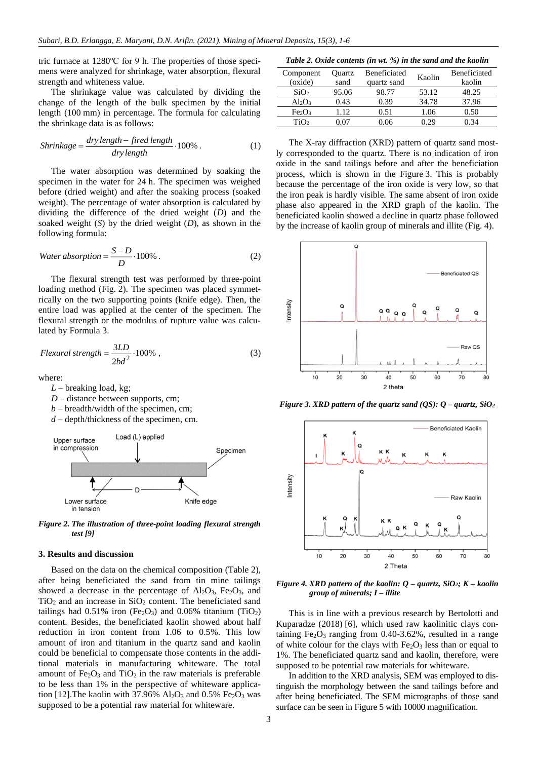tric furnace at 1280ºC for 9 h. The properties of those specimens were analyzed for shrinkage, water absorption, flexural strength and whiteness value.

The shrinkage value was calculated by dividing the change of the length of the bulk specimen by the initial length (100 mm) in percentage. The formula for calculating the shrinkage data is as follows:

$$Shrinkage = \frac{dry\,length - fired\,length}{dry\,length} \cdot 100\%. \quad (1)$$

The water absorption was determined by soaking the specimen in the water for 24 h. The specimen was weighed before (dried weight) and after the soaking process (soaked weight). The percentage of water absorption is calculated by dividing the difference of the dried weight ($D$) and the soaked weight ($S$) by the dried weight ($D$), as shown in the following formula:

$$Water\ absorption = \frac{S-D}{D} \cdot 100\%. \quad (2)$$

The flexural strength test was performed by three-point loading method (Fig. 2). The specimen was placed symmetrically on the two supporting points (knife edge). Then, the entire load was applied at the center of the specimen. The flexural strength or the modulus of rupture value was calculated by Formula 3.

$$Flexural\ strength = \frac{3LD}{2bd^2} \cdot 100\%, \quad (3)$$

where:

- $L$ – breaking load, kg;
- $D$ – distance between supports, cm;
- $b$ – breadth/width of the specimen, cm;
- $d$ – depth/thickness of the specimen, cm.

*Figure 2. The illustration of three-point loading flexural strength test [9]*

## 3. Results and discussion

Based on the data on the chemical composition (Table 2), after being beneficiated the sand from tin mine tailings showed a decrease in the percentage of $Al_2O_3$, $Fe_2O_3$, and $TiO_2$ and an increase in $SiO_2$ content. The beneficiated sand tailings had 0.51% iron ($Fe_2O_3$) and 0.06% titanium ($TiO_2$) content. Besides, the beneficiated kaolin showed about half reduction in iron content from 1.06 to 0.5%. This low amount of iron and titanium in the quartz sand and kaolin could be beneficial to compensate those contents in the additional materials in manufacturing whiteware. The total amount of $Fe_2O_3$ and $TiO_2$ in the raw materials is preferable to be less than 1% in the perspective of whiteware application [12].The kaolin with 37.96% $Al_2O_3$ and 0.5% $Fe_2O_3$ was supposed to be a potential raw material for whiteware.

*Table 2. Oxide contents (in wt. %) in the sand and the kaolin*

| Component (oxide) | Quartz sand | Beneficiated quartz sand | Kaolin | Beneficiated kaolin |
|---|---|---|---|---|
| $SiO_2$ | 95.06 | 98.77 | 53.12 | 48.25 |
| $Al_2O_3$ | 0.43 | 0.39 | 34.78 | 37.96 |
| $Fe_2O_3$ | 1.12 | 0.51 | 1.06 | 0.50 |
| $TiO_2$ | 0.07 | 0.06 | 0.29 | 0.34 |

The X-ray diffraction (XRD) pattern of quartz sand mostly corresponded to the quartz. There is no indication of iron oxide in the sand tailings before and after the beneficiation process, which is shown in the Figure 3. This is probably because the percentage of the iron oxide is very low, so that the iron peak is hardly visible. The same absent of iron oxide phase also appeared in the XRD graph of the kaolin. The beneficiated kaolin showed a decline in quartz phase followed by the increase of kaolin group of minerals and illite (Fig. 4).

*Figure 3. XRD pattern of the quartz sand (QS): Q – quartz, $SiO_2$*

*Figure 4. XRD pattern of the kaolin: Q – quartz, $SiO_2$; K – kaolin group of minerals; I – illite*

This is in line with a previous research by Bertolotti and Kuparadze (2018) [6], which used raw kaolinitic clays containing $Fe_2O_3$ ranging from 0.40-3.62%, resulted in a range of white colour for the clays with $Fe_2O_3$ less than or equal to 1%. The beneficiated quartz sand and kaolin, therefore, were supposed to be potential raw materials for whiteware.

In addition to the XRD analysis, SEM was employed to distinguish the morphology between the sand tailings before and after being beneficiated. The SEM micrographs of those sand surface can be seen in Figure 5 with 10000 magnification.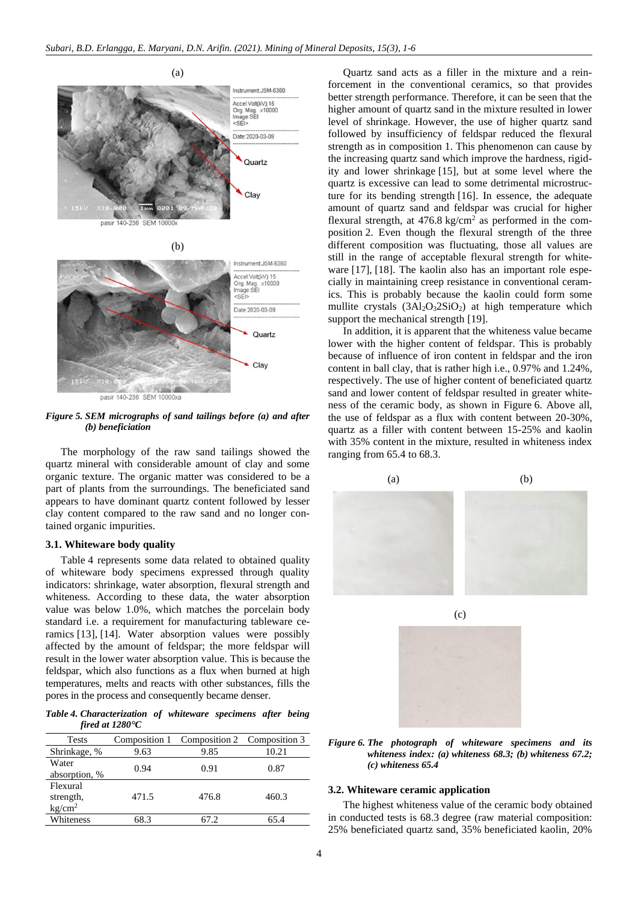(a)

(b)

*Figure 5. SEM micrographs of sand tailings before (a) and after (b) beneficiation*

The morphology of the raw sand tailings showed the quartz mineral with considerable amount of clay and some organic texture. The organic matter was considered to be a part of plants from the surroundings. The beneficiated sand appears to have dominant quartz content followed by lesser clay content compared to the raw sand and no longer contained organic impurities.

### 3.1. Whiteware body quality

Table 4 represents some data related to obtained quality of whiteware body specimens expressed through quality indicators: shrinkage, water absorption, flexural strength and whiteness. According to these data, the water absorption value was below 1.0%, which matches the porcelain body standard i.e. a requirement for manufacturing tableware ceramics [13], [14]. Water absorption values were possibly affected by the amount of feldspar; the more feldspar will result in the lower water absorption value. This is because the feldspar, which also functions as a flux when burned at high temperatures, melts and reacts with other substances, fills the pores in the process and consequently became denser.

***Table 4. Characterization of whiteware specimens after being fired at 1280°C***

| Tests | Composition 1 | Composition 2 | Composition 3 |
|---|---|---|---|
| Shrinkage, % | 9.63 | 9.85 | 10.21 |
| Water absorption, % | 0.94 | 0.91 | 0.87 |
| Flexural strength, $kg/cm^2$ | 471.5 | 476.8 | 460.3 |
| Whiteness | 68.3 | 67.2 | 65.4 |

Quartz sand acts as a filler in the mixture and a reinforcement in the conventional ceramics, so that provides better strength performance. Therefore, it can be seen that the higher amount of quartz sand in the mixture resulted in lower level of shrinkage. However, the use of higher quartz sand followed by insufficiency of feldspar reduced the flexural strength as in composition 1. This phenomenon can cause by the increasing quartz sand which improve the hardness, rigidity and lower shrinkage [15], but at some level where the quartz is excessive can lead to some detrimental microstructure for its bending strength [16]. In essence, the adequate amount of quartz sand and feldspar was crucial for higher flexural strength, at 476.8 $kg/cm^2$ as performed in the composition 2. Even though the flexural strength of the three different composition was fluctuating, those all values are still in the range of acceptable flexural strength for whiteware [17], [18]. The kaolin also has an important role especially in maintaining creep resistance in conventional ceramics. This is probably because the kaolin could form some mullite crystals ($3Al_2O_32SiO_2$) at high temperature which support the mechanical strength [19].

In addition, it is apparent that the whiteness value became lower with the higher content of feldspar. This is probably because of influence of iron content in feldspar and the iron content in ball clay, that is rather high i.e., 0.97% and 1.24%, respectively. The use of higher content of beneficiated quartz sand and lower content of feldspar resulted in greater whiteness of the ceramic body, as shown in Figure 6. Above all, the use of feldspar as a flux with content between 20-30%, quartz as a filler with content between 15-25% and kaolin with 35% content in the mixture, resulted in whiteness index ranging from 65.4 to 68.3.

(a) (b)

(c)

*Figure 6. The photograph of whiteware specimens and its whiteness index: (a) whiteness 68.3; (b) whiteness 67.2; (c) whiteness 65.4*

### 3.2. Whiteware ceramic application

The highest whiteness value of the ceramic body obtained in conducted tests is 68.3 degree (raw material composition: 25% beneficiated quartz sand, 35% beneficiated kaolin, 20%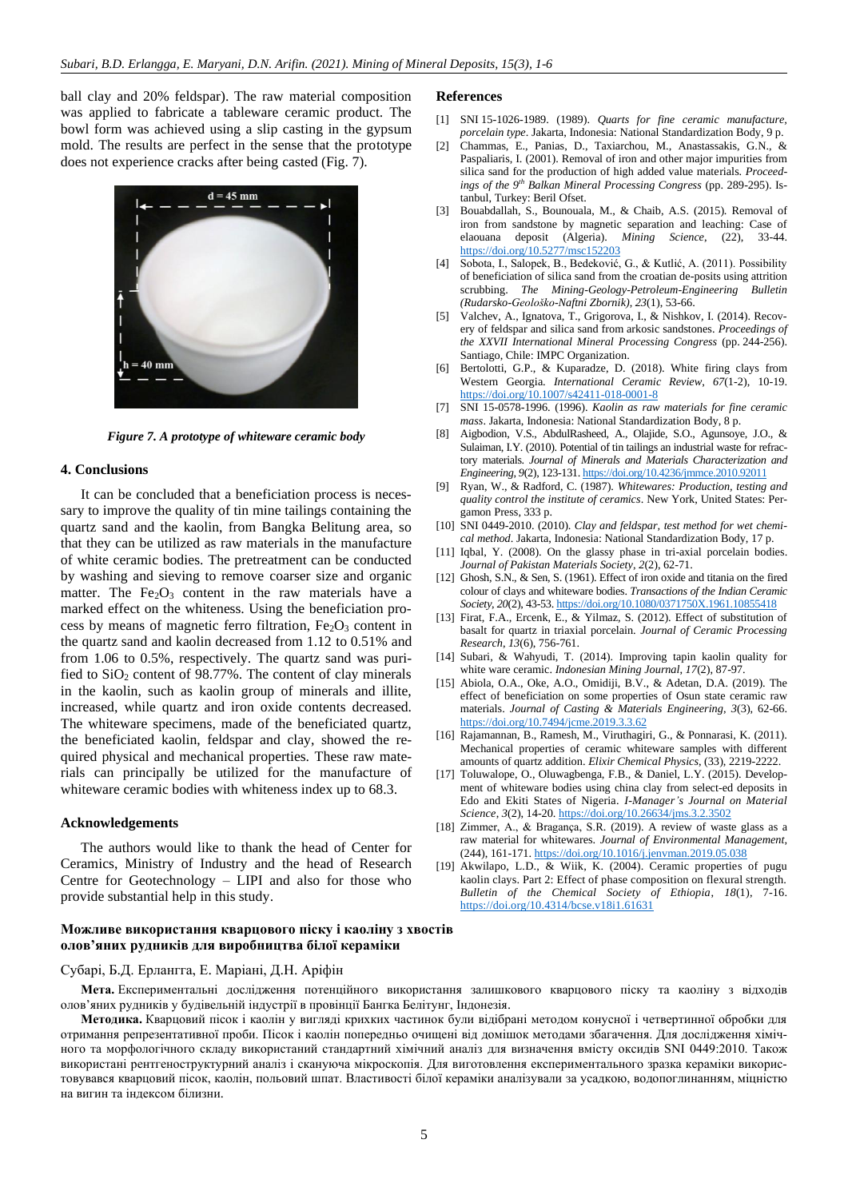ball clay and 20% feldspar). The raw material composition was applied to fabricate a tableware ceramic product. The bowl form was achieved using a slip casting in the gypsum mold. The results are perfect in the sense that the prototype does not experience cracks after being casted (Fig. 7).

*Figure 7. A prototype of whiteware ceramic body*

## 4. Conclusions

It can be concluded that a beneficiation process is necessary to improve the quality of tin mine tailings containing the quartz sand and the kaolin, from Bangka Belitung area, so that they can be utilized as raw materials in the manufacture of white ceramic bodies. The pretreatment can be conducted by washing and sieving to remove coarser size and organic matter. The $Fe_2O_3$ content in the raw materials have a marked effect on the whiteness. Using the beneficiation process by means of magnetic ferro filtration, $Fe_2O_3$ content in the quartz sand and kaolin decreased from 1.12 to 0.51% and from 1.06 to 0.5%, respectively. The quartz sand was purified to $SiO_2$ content of 98.77%. The content of clay minerals in the kaolin, such as kaolin group of minerals and illite, increased, while quartz and iron oxide contents decreased. The whiteware specimens, made of the beneficiated quartz, the beneficiated kaolin, feldspar and clay, showed the required physical and mechanical properties. These raw materials can principally be utilized for the manufacture of whiteware ceramic bodies with whiteness index up to 68.3.

## Acknowledgements

The authors would like to thank the head of Center for Ceramics, Ministry of Industry and the head of Research Centre for Geotechnology – LIPI and also for those who provide substantial help in this study.

## References

[1] SNI 15-1026-1989. (1989). *Quarts for fine ceramic manufacture, porcelain type*. Jakarta, Indonesia: National Standardization Body, 9 p.

[2] Chammas, E., Panias, D., Taxiarchou, M., Anastassakis, G.N., & Paspaliaris, I. (2001). Removal of iron and other major impurities from silica sand for the production of high added value materials. *Proceedings of the 9th Balkan Mineral Processing Congress* (pp. 289-295). Istanbul, Turkey: Beril Ofset.

[3] Bouabdallah, S., Bounouala, M., & Chaib, A.S. (2015). Removal of iron from sandstone by magnetic separation and leaching: Case of elaouana deposit (Algeria). *Mining Science*, (22), 33-44. https://doi.org/10.5277/msc152203

[4] Sobota, I., Salopek, B., Bedeković, G., & Kutlić, A. (2011). Possibility of beneficiation of silica sand from the croatian de-posits using attrition scrubbing. *The Mining-Geology-Petroleum-Engineering Bulletin (Rudarsko-Geološko-Naftni Zbornik)*, *23*(1), 53-66.

[5] Valchev, A., Ignatova, T., Grigorova, I., & Nishkov, I. (2014). Recovery of feldspar and silica sand from arkosic sandstones. *Proceedings of the XXVII International Mineral Processing Congress* (pp. 244-256). Santiago, Chile: IMPC Organization.

[6] Bertolotti, G.P., & Kuparadze, D. (2018). White firing clays from Western Georgia. *International Ceramic Review*, *67*(1-2), 10-19. https://doi.org/10.1007/s42411-018-0001-8

[7] SNI 15-0578-1996. (1996). *Kaolin as raw materials for fine ceramic mass*. Jakarta, Indonesia: National Standardization Body, 8 p.

[8] Aigbodion, V.S., AbdulRasheed, A., Olajide, S.O., Agunsoye, J.O., & Sulaiman, I.Y. (2010). Potential of tin tailings an industrial waste for refractory materials. *Journal of Minerals and Materials Characterization and Engineering*, *9*(2), 123-131. https://doi.org/10.4236/jmmce.2010.92011

[9] Ryan, W., & Radford, C. (1987). *Whitewares: Production, testing and quality control the institute of ceramics*. New York, United States: Pergamon Press, 333 p.

[10] SNI 0449-2010. (2010). *Clay and feldspar, test method for wet chemical method*. Jakarta, Indonesia: National Standardization Body, 17 p.

[11] Iqbal, Y. (2008). On the glassy phase in tri-axial porcelain bodies. *Journal of Pakistan Materials Society*, *2*(2), 62-71.

[12] Ghosh, S.N., & Sen, S. (1961). Effect of iron oxide and titania on the fired colour of clays and whiteware bodies. *Transactions of the Indian Ceramic Society*, *20*(2), 43-53. https://doi.org/10.1080/0371750X.1961.10855418

[13] Firat, F.A., Ercenk, E., & Yilmaz, S. (2012). Effect of substitution of basalt for quartz in triaxial porcelain. *Journal of Ceramic Processing Research*, *13*(6), 756-761.

[14] Subari, & Wahyudi, T. (2014). Improving tapin kaolin quality for white ware ceramic. *Indonesian Mining Journal*, *17*(2), 87-97.

[15] Abiola, O.A., Oke, A.O., Omidiji, B.V., & Adetan, D.A. (2019). The effect of beneficiation on some properties of Osun state ceramic raw materials. *Journal of Casting & Materials Engineering*, *3*(3), 62-66. https://doi.org/10.7494/jcme.2019.3.3.62

[16] Rajamannan, B., Ramesh, M., Viruthagiri, G., & Ponnarasi, K. (2011). Mechanical properties of ceramic whiteware samples with different amounts of quartz addition. *Elixir Chemical Physics*, (33), 2219-2222.

[17] Toluwalope, O., Oluwagbenga, F.B., & Daniel, L.Y. (2015). Development of whiteware bodies using china clay from select-ed deposits in Edo and Ekiti States of Nigeria. *I-Manager's Journal on Material Science*, *3*(2), 14-20. https://doi.org/10.26634/jms.3.2.3502

[18] Zimmer, A., & Bragança, S.R. (2019). A review of waste glass as a raw material for whitewares. *Journal of Environmental Management*, (244), 161-171. https://doi.org/10.1016/j.jenvman.2019.05.038

[19] Akwilapo, L.D., & Wiik, K. (2004). Ceramic properties of pugu kaolin clays. Part 2: Effect of phase composition on flexural strength. *Bulletin of the Chemical Society of Ethiopia*, *18*(1), 7-16. https://doi.org/10.4314/bcse.v18i1.61631

## Можливе використання кварцового піску і каоліну з хвостів олов'яних рудників для виробництва білої кераміки

Субарі, Б.Д. Ерлангга, Е. Маріані, Д.Н. Аріфін

**Мета.** Експериментальні дослідження потенційного використання залишкового кварцового піску та каоліну з відходів олов'яних рудників у будівельній індустрії в провінції Бангка Белітунг, Індонезія.

**Методика.** Кварцовий пісок і каолін у вигляді крихких частинок були відібрані методом конусної і четвертинної обробки для отримання репрезентативної проби. Пісок і каолін попередньо очищені від домішок методами збагачення. Для дослідження хімічного та морфологічного складу використаний стандартний хімічний аналіз для визначення вмісту оксидів SNI 0449:2010. Також використані рентгеноструктурний аналіз і скануюча мікроскопія. Для виготовлення експериментального зразка кераміки використовувався кварцовий пісок, каолін, польовий шпат. Властивості білої кераміки аналізували за усадкою, водопоглинанням, міцністю на вигин та індексом білизни.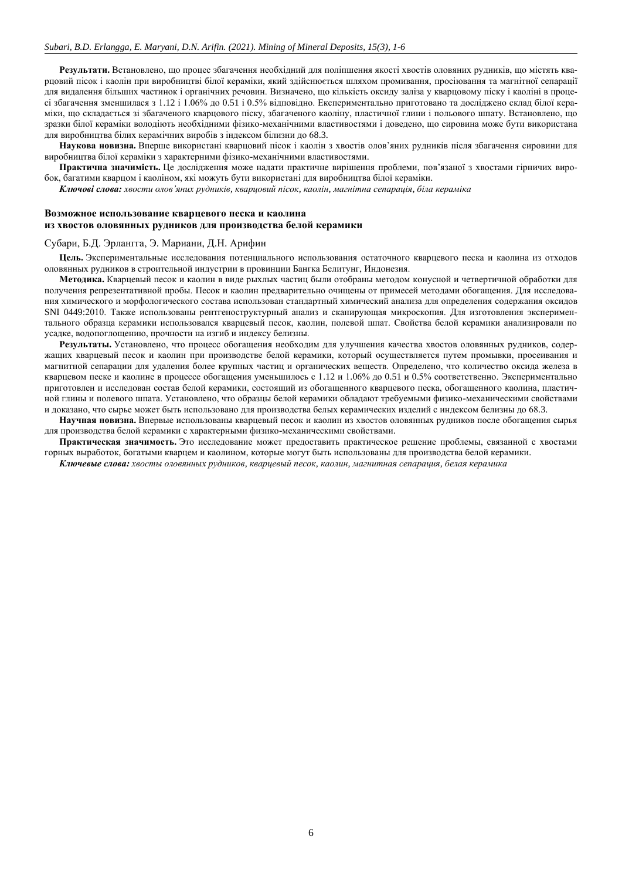**Результати.** Встановлено, що процес збагачення необхідний для поліпшення якості хвостів олов'яних рудників, що містять кварцовий пісок і каолін при виробництві білої кераміки, який здійснюється шляхом промивання, просіювання та магнітної сепарації для видалення більших частинок і органічних речовин. Визначено, що кількість оксиду заліза у кварцовому піску і каоліні в процесі збагачення зменшилася з 1.12 і 1.06% до 0.51 і 0.5% відповідно. Експериментально приготовано та досліджено склад білої кераміки, що складається зі збагаченого кварцового піску, збагаченого каоліну, пластичної глини і польового шпату. Встановлено, що зразки білої кераміки володіють необхідними фізико-механічними властивостями і доведено, що сировина може бути використана для виробництва білих керамічних виробів з індексом білизни до 68.3.

**Наукова новизна.** Вперше використані кварцовий пісок і каолін з хвостів олов'яних рудників після збагачення сировини для виробництва білої кераміки з характерними фізико-механічними властивостями.

**Практична значимість.** Це дослідження може надати практичне вирішення проблеми, пов'язаної з хвостами гірничих виробок, багатими кварцом і каоліном, які можуть бути використані для виробництва білої кераміки.

***Ключові слова:*** *хвости олов'яних рудників, кварцовий пісок, каолін, магнітна сепарація, біла кераміка*

## Возможное использование кварцевого песка и каолина из хвостов оловянных рудников для производства белой керамики

Субари, Б.Д. Эрлангга, Э. Мариани, Д.Н. Арифин

**Цель.** Экспериментальные исследования потенциального использования остаточного кварцевого песка и каолина из отходов оловянных рудников в строительной индустрии в провинции Бангка Белитунг, Индонезия.

**Методика.** Кварцевый песок и каолин в виде рыхлых частиц были отобраны методом конусной и четвертичной обработки для получения репрезентативной пробы. Песок и каолин предварительно очищены от примесей методами обогащения. Для исследования химического и морфологического состава использован стандартный химический анализ для определения содержания оксидов SNI 0449:2010. Также использованы рентгеноструктурный анализ и сканирующая микроскопия. Для изготовления экспериментального образца керамики использовался кварцевый песок, каолин, полевой шпат. Свойства белой керамики анализировали по усадке, водопоглощению, прочности на изгиб и индексу белизны.

**Результаты.** Установлено, что процесс обогащения необходим для улучшения качества хвостов оловянных рудников, содержащих кварцевый песок и каолин при производстве белой керамики, который осуществляется путем промывки, просеивания и магнитной сепарации для удаления более крупных частиц и органических веществ. Определено, что количество оксида железа в кварцевом песке и каолине в процессе обогащения уменьшилось с 1.12 и 1.06% до 0.51 и 0.5% соответственно. Экспериментально приготовлен и исследован состав белой керамики, состоящий из обогащенного кварцевого песка, обогащенного каолина, пластичной глины и полевого шпата. Установлено, что образцы белой керамики обладают требуемыми физико-механическими свойствами и доказано, что сырье может быть использовано для производства белых керамических изделий с индексом белизны до 68.3.

**Научная новизна.** Впервые использованы кварцевый песок и каолин из хвостов оловянных рудников после обогащения сырья для производства белой керамики с характерными физико-механическими свойствами.

**Практическая значимость.** Это исследование может предоставить практическое решение проблемы, связанной с хвостами горных выработок, богатыми кварцем и каолином, которые могут быть использованы для производства белой керамики.

***Ключевые слова:*** *хвосты оловянных рудников, кварцевый песок, каолин, магнитная сепарация, белая керамика*